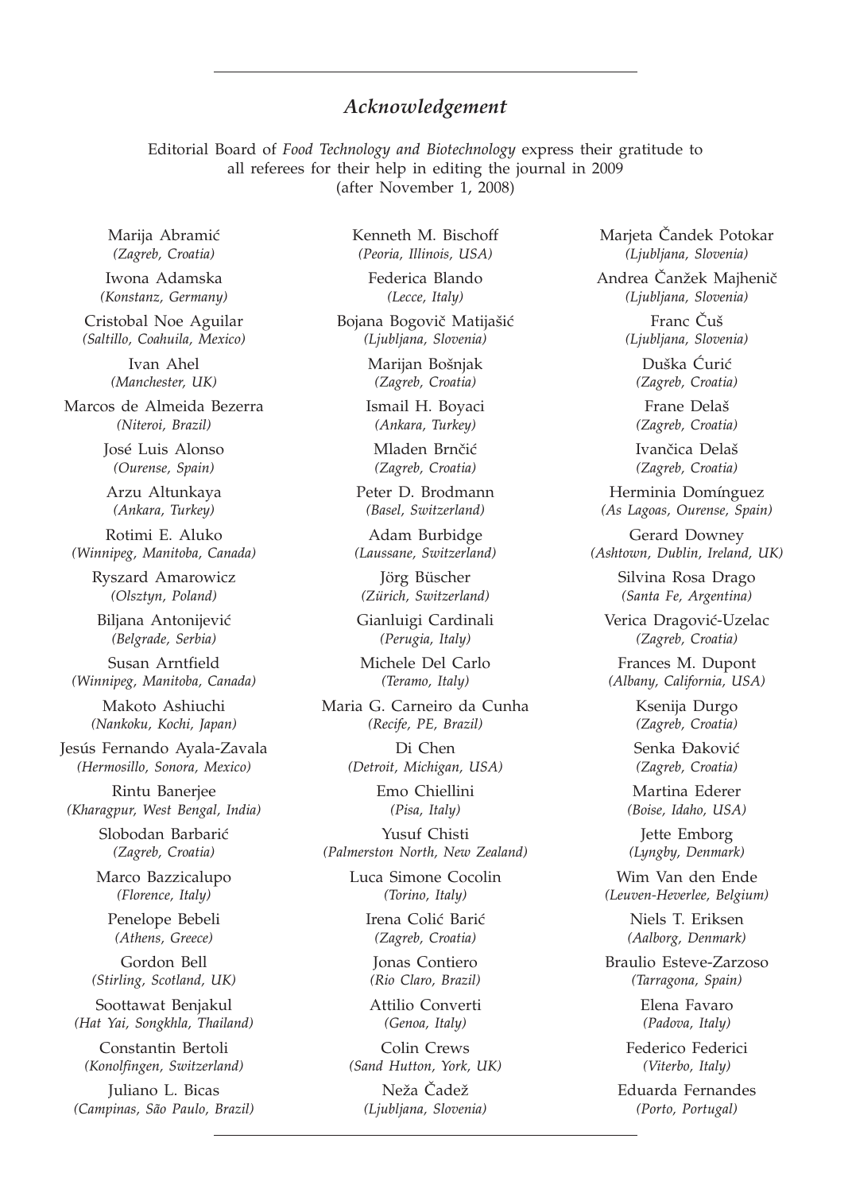## *Acknowledgement*

Editorial Board of *Food Technology and Biotechnology* express their gratitude to all referees for their help in editing the journal in 2009 (after November 1, 2008)

Marija Abramić
*(Zagreb, Croatia)*

Iwona Adamska
*(Konstanz, Germany)*

Cristobal Noe Aguilar
*(Saltillo, Coahuila, Mexico)*

Ivan Ahel
*(Manchester, UK)*

Marcos de Almeida Bezerra
*(Niteroi, Brazil)*

José Luis Alonso
*(Ourense, Spain)*

Arzu Altunkaya
*(Ankara, Turkey)*

Rotimi E. Aluko
*(Winnipeg, Manitoba, Canada)*

Ryszard Amarowicz
*(Olsztyn, Poland)*

Biljana Antonijević
*(Belgrade, Serbia)*

Susan Arntfield
*(Winnipeg, Manitoba, Canada)*

Makoto Ashiuchi
*(Nankoku, Kochi, Japan)*

Jesús Fernando Ayala-Zavala
*(Hermosillo, Sonora, Mexico)*

Rintu Banerjee
*(Kharagpur, West Bengal, India)*

Slobodan Barbarić
*(Zagreb, Croatia)*

Marco Bazzicalupo
*(Florence, Italy)*

Penelope Bebeli
*(Athens, Greece)*

Gordon Bell
*(Stirling, Scotland, UK)*

Soottawat Benjakul
*(Hat Yai, Songkhla, Thailand)*

Constantin Bertoli
*(Konolfingen, Switzerland)*

Juliano L. Bicas
*(Campinas, São Paulo, Brazil)*

Kenneth M. Bischoff
*(Peoria, Illinois, USA)*

Federica Blando
*(Lecce, Italy)*

Bojana Bogovič Matijašić
*(Ljubljana, Slovenia)*

Marijan Bošnjak
*(Zagreb, Croatia)*

Ismail H. Boyaci
*(Ankara, Turkey)*

Mladen Brnčić
*(Zagreb, Croatia)*

Peter D. Brodmann
*(Basel, Switzerland)*

Adam Burbidge
*(Laussane, Switzerland)*

Jörg Büscher
*(Zürich, Switzerland)*

Gianluigi Cardinali
*(Perugia, Italy)*

Michele Del Carlo
*(Teramo, Italy)*

Maria G. Carneiro da Cunha
*(Recife, PE, Brazil)*

Di Chen
*(Detroit, Michigan, USA)*

Emo Chiellini
*(Pisa, Italy)*

Yusuf Chisti
*(Palmerston North, New Zealand)*

Luca Simone Cocolin
*(Torino, Italy)*

Irena Colić Barić
*(Zagreb, Croatia)*

Jonas Contiero
*(Rio Claro, Brazil)*

Attilio Converti
*(Genoa, Italy)*

Colin Crews
*(Sand Hutton, York, UK)*

Neža Čadež
*(Ljubljana, Slovenia)*

Marjeta Čandek Potokar
*(Ljubljana, Slovenia)*

Andrea Čanžek Majhenič
*(Ljubljana, Slovenia)*

Franc Čuš
*(Ljubljana, Slovenia)*

Duška Ćurić
*(Zagreb, Croatia)*

Frane Delaš
*(Zagreb, Croatia)*

Ivančica Delaš
*(Zagreb, Croatia)*

Herminia Domínguez
*(As Lagoas, Ourense, Spain)*

Gerard Downey
*(Ashtown, Dublin, Ireland, UK)*

Silvina Rosa Drago
*(Santa Fe, Argentina)*

Verica Dragović-Uzelac
*(Zagreb, Croatia)*

Frances M. Dupont
*(Albany, California, USA)*

Ksenija Durgo
*(Zagreb, Croatia)*

Senka Đaković
*(Zagreb, Croatia)*

Martina Ederer
*(Boise, Idaho, USA)*

Jette Emborg
*(Lyngby, Denmark)*

Wim Van den Ende
*(Leuven-Heverlee, Belgium)*

Niels T. Eriksen
*(Aalborg, Denmark)*

Braulio Esteve-Zarzoso
*(Tarragona, Spain)*

Elena Favaro
*(Padova, Italy)*

Federico Federici
*(Viterbo, Italy)*

Eduarda Fernandes
*(Porto, Portugal)*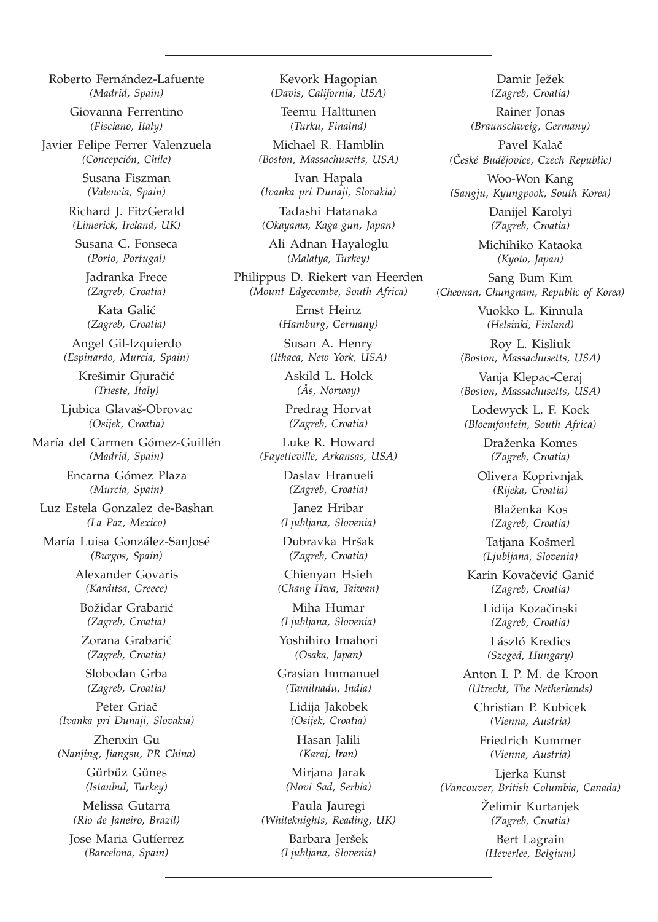Roberto Fernández-Lafuente
*(Madrid, Spain)*

Giovanna Ferrentino
*(Fisciano, Italy)*

Javier Felipe Ferrer Valenzuela
*(Concepción, Chile)*

Susana Fiszman
*(Valencia, Spain)*

Richard J. FitzGerald
*(Limerick, Ireland, UK)*

Susana C. Fonseca
*(Porto, Portugal)*

Jadranka Frece
*(Zagreb, Croatia)*

Kata Galić
*(Zagreb, Croatia)*

Angel Gil-Izquierdo
*(Espinardo, Murcia, Spain)*

Krešimir Gjuračić
*(Trieste, Italy)*

Ljubica Glavaš-Obrovac
*(Osijek, Croatia)*

María del Carmen Gómez-Guillén
*(Madrid, Spain)*

Encarna Gómez Plaza
*(Murcia, Spain)*

Luz Estela Gonzalez de-Bashan
*(La Paz, Mexico)*

María Luisa González-SanJosé
*(Burgos, Spain)*

Alexander Govaris
*(Karditsa, Greece)*

Božidar Grabarić
*(Zagreb, Croatia)*

Zorana Grabarić
*(Zagreb, Croatia)*

Slobodan Grba
*(Zagreb, Croatia)*

Peter Griač
*(Ivanka pri Dunaji, Slovakia)*

Zhenxin Gu
*(Nanjing, Jiangsu, PR China)*

Gürbüz Günes
*(Istanbul, Turkey)*

Melissa Gutarra
*(Rio de Janeiro, Brazil)*

Jose Maria Gutíerrez
*(Barcelona, Spain)*

Kevork Hagopian
*(Davis, California, USA)*

Teemu Halttunen
*(Turku, Finalnd)*

Michael R. Hamblin
*(Boston, Massachusetts, USA)*

Ivan Hapala
*(Ivanka pri Dunaji, Slovakia)*

Tadashi Hatanaka
*(Okayama, Kaga-gun, Japan)*

Ali Adnan Hayaloglu
*(Malatya, Turkey)*

Philippus D. Riekert van Heerden
*(Mount Edgecombe, South Africa)*

Ernst Heinz
*(Hamburg, Germany)*

Susan A. Henry
*(Ithaca, New York, USA)*

Askild L. Holck
*(Ås, Norway)*

Predrag Horvat
*(Zagreb, Croatia)*

Luke R. Howard
*(Fayetteville, Arkansas, USA)*

Daslav Hranueli
*(Zagreb, Croatia)*

Janez Hribar
*(Ljubljana, Slovenia)*

Dubravka Hršak
*(Zagreb, Croatia)*

Chienyan Hsieh
*(Chang-Hwa, Taiwan)*

Miha Humar
*(Ljubljana, Slovenia)*

Yoshihiro Imahori
*(Osaka, Japan)*

Grasian Immanuel
*(Tamilnadu, India)*

Lidija Jakobek
*(Osijek, Croatia)*

Hasan Jalili
*(Karaj, Iran)*

Mirjana Jarak
*(Novi Sad, Serbia)*

Paula Jauregi
*(Whiteknights, Reading, UK)*

Barbara Jeršek
*(Ljubljana, Slovenia)*

Damir Ježek
*(Zagreb, Croatia)*

Rainer Jonas
*(Braunschweig, Germany)*

Pavel Kalač
*(České Budějovice, Czech Republic)*

Woo-Won Kang
*(Sangju, Kyungpook, South Korea)*

Danijel Karolyi
*(Zagreb, Croatia)*

Michihiko Kataoka
*(Kyoto, Japan)*

Sang Bum Kim
*(Cheonan, Chungnam, Republic of Korea)*

Vuokko L. Kinnula
*(Helsinki, Finland)*

Roy L. Kisliuk
*(Boston, Massachusetts, USA)*

Vanja Klepac-Ceraj
*(Boston, Massachusetts, USA)*

Lodewyck L. F. Kock
*(Bloemfontein, South Africa)*

Draženka Komes
*(Zagreb, Croatia)*

Olivera Koprivnjak
*(Rijeka, Croatia)*

Blaženka Kos
*(Zagreb, Croatia)*

Tatjana Košmerl
*(Ljubljana, Slovenia)*

Karin Kovačević Ganić
*(Zagreb, Croatia)*

Lidija Kozačinski
*(Zagreb, Croatia)*

László Kredics
*(Szeged, Hungary)*

Anton I. P. M. de Kroon
*(Utrecht, The Netherlands)*

Christian P. Kubicek
*(Vienna, Austria)*

Friedrich Kummer
*(Vienna, Austria)*

Ljerka Kunst
*(Vancouver, British Columbia, Canada)*

Želimir Kurtanjek
*(Zagreb, Croatia)*

Bert Lagrain
*(Heverlee, Belgium)*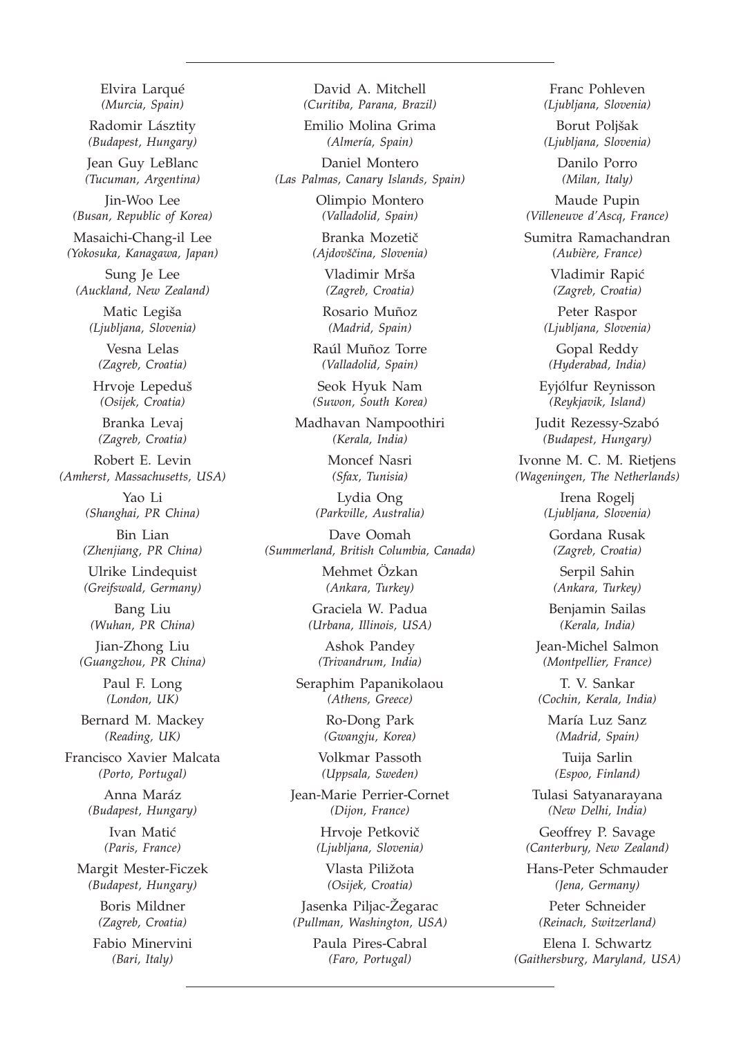Elvira Larqué
*(Murcia, Spain)*

Radomir Lásztity
*(Budapest, Hungary)*

Jean Guy LeBlanc
*(Tucuman, Argentina)*

Jin-Woo Lee
*(Busan, Republic of Korea)*

Masaichi-Chang-il Lee
*(Yokosuka, Kanagawa, Japan)*

Sung Je Lee
*(Auckland, New Zealand)*

Matic Legiša
*(Ljubljana, Slovenia)*

Vesna Lelas
*(Zagreb, Croatia)*

Hrvoje Lepeduš
*(Osijek, Croatia)*

Branka Levaj
*(Zagreb, Croatia)*

Robert E. Levin
*(Amherst, Massachusetts, USA)*

Yao Li
*(Shanghai, PR China)*

Bin Lian
*(Zhenjiang, PR China)*

Ulrike Lindequist
*(Greifswald, Germany)*

Bang Liu
*(Wuhan, PR China)*

Jian-Zhong Liu
*(Guangzhou, PR China)*

Paul F. Long
*(London, UK)*

Bernard M. Mackey
*(Reading, UK)*

Francisco Xavier Malcata
*(Porto, Portugal)*

Anna Maráz
*(Budapest, Hungary)*

Ivan Matić
*(Paris, France)*

Margit Mester-Ficzek
*(Budapest, Hungary)*

Boris Mildner
*(Zagreb, Croatia)*

Fabio Minervini
*(Bari, Italy)*

David A. Mitchell
*(Curitiba, Parana, Brazil)*

Emilio Molina Grima
*(Almería, Spain)*

Daniel Montero
*(Las Palmas, Canary Islands, Spain)*

Olimpio Montero
*(Valladolid, Spain)*

Branka Mozetič
*(Ajdovščina, Slovenia)*

Vladimir Mrša
*(Zagreb, Croatia)*

Rosario Muñoz
*(Madrid, Spain)*

Raúl Muñoz Torre
*(Valladolid, Spain)*

Seok Hyuk Nam
*(Suwon, South Korea)*

Madhavan Nampoothiri
*(Kerala, India)*

Moncef Nasri
*(Sfax, Tunisia)*

Lydia Ong
*(Parkville, Australia)*

Dave Oomah
*(Summerland, British Columbia, Canada)*

Mehmet Özkan
*(Ankara, Turkey)*

Graciela W. Padua
*(Urbana, Illinois, USA)*

Ashok Pandey
*(Trivandrum, India)*

Seraphim Papanikolaou
*(Athens, Greece)*

Ro-Dong Park
*(Gwangju, Korea)*

Volkmar Passoth
*(Uppsala, Sweden)*

Jean-Marie Perrier-Cornet
*(Dijon, France)*

Hrvoje Petkovič
*(Ljubljana, Slovenia)*

Vlasta Piližota
*(Osijek, Croatia)*

Jasenka Piljac-Žegarac
*(Pullman, Washington, USA)*

Paula Pires-Cabral
*(Faro, Portugal)*

Franc Pohleven
*(Ljubljana, Slovenia)*

Borut Poljšak
*(Ljubljana, Slovenia)*

Danilo Porro
*(Milan, Italy)*

Maude Pupin
*(Villeneuve d'Ascq, France)*

Sumitra Ramachandran
*(Aubière, France)*

Vladimir Rapić
*(Zagreb, Croatia)*

Peter Raspor
*(Ljubljana, Slovenia)*

Gopal Reddy
*(Hyderabad, India)*

Eyjólfur Reynisson
*(Reykjavik, Island)*

Judit Rezessy-Szabó
*(Budapest, Hungary)*

Ivonne M. C. M. Rietjens
*(Wageningen, The Netherlands)*

Irena Rogelj
*(Ljubljana, Slovenia)*

Gordana Rusak
*(Zagreb, Croatia)*

Serpil Sahin
*(Ankara, Turkey)*

Benjamin Sailas
*(Kerala, India)*

Jean-Michel Salmon
*(Montpellier, France)*

T. V. Sankar
*(Cochin, Kerala, India)*

María Luz Sanz
*(Madrid, Spain)*

Tuija Sarlin
*(Espoo, Finland)*

Tulasi Satyanarayana
*(New Delhi, India)*

Geoffrey P. Savage
*(Canterbury, New Zealand)*

Hans-Peter Schmauder
*(Jena, Germany)*

Peter Schneider
*(Reinach, Switzerland)*

Elena I. Schwartz
*(Gaithersburg, Maryland, USA)*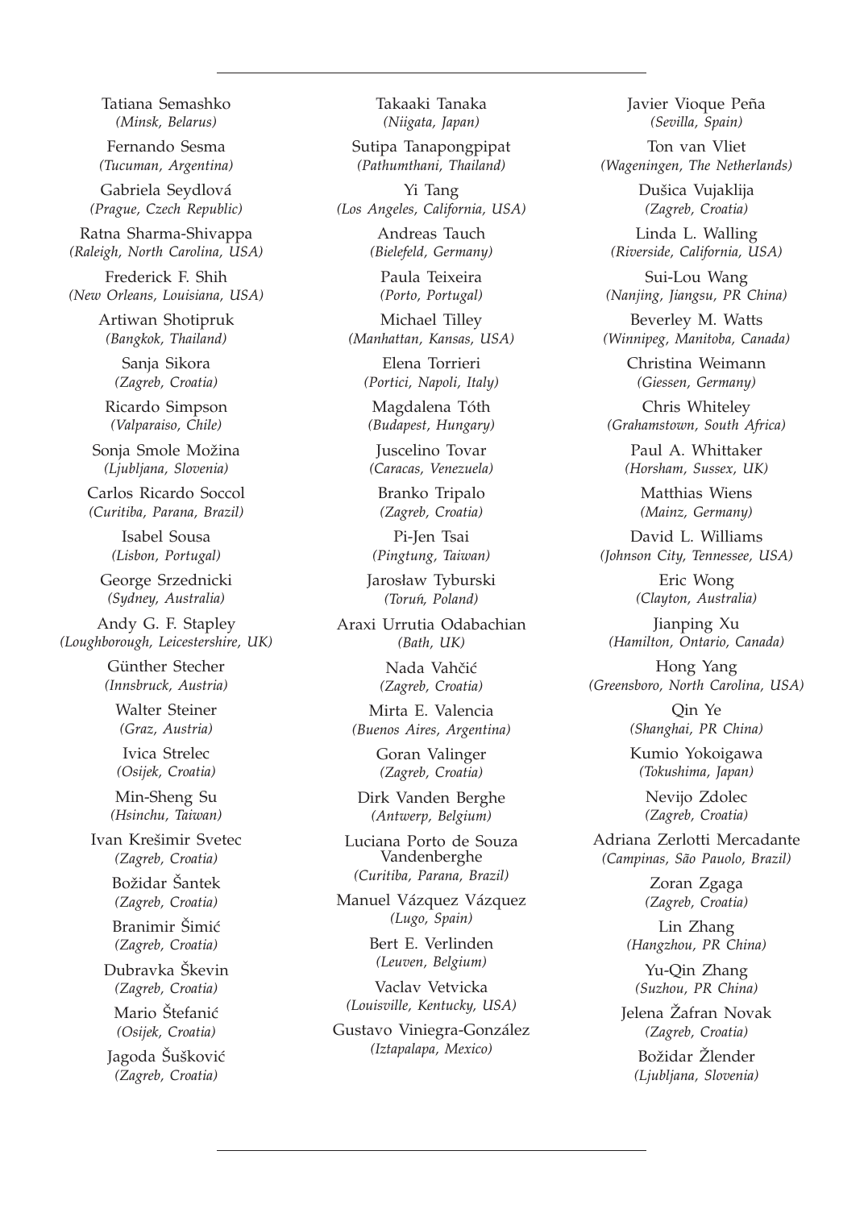Tatiana Semashko
*(Minsk, Belarus)*

Fernando Sesma
*(Tucuman, Argentina)*

Gabriela Seydlová
*(Prague, Czech Republic)*

Ratna Sharma-Shivappa
*(Raleigh, North Carolina, USA)*

Frederick F. Shih
*(New Orleans, Louisiana, USA)*

Artiwan Shotipruk
*(Bangkok, Thailand)*

Sanja Sikora
*(Zagreb, Croatia)*

Ricardo Simpson
*(Valparaiso, Chile)*

Sonja Smole Možina
*(Ljubljana, Slovenia)*

Carlos Ricardo Soccol
*(Curitiba, Parana, Brazil)*

Isabel Sousa
*(Lisbon, Portugal)*

George Srzednicki
*(Sydney, Australia)*

Andy G. F. Stapley
*(Loughborough, Leicestershire, UK)*

Günther Stecher
*(Innsbruck, Austria)*

Walter Steiner
*(Graz, Austria)*

Ivica Strelec
*(Osijek, Croatia)*

Min-Sheng Su
*(Hsinchu, Taiwan)*

Ivan Krešimir Svetec
*(Zagreb, Croatia)*

Božidar Šantek
*(Zagreb, Croatia)*

Branimir Šimić
*(Zagreb, Croatia)*

Dubravka Škevin
*(Zagreb, Croatia)*

Mario Štefanić
*(Osijek, Croatia)*

Jagoda Šušković
*(Zagreb, Croatia)*

Takaaki Tanaka
*(Niigata, Japan)*

Sutipa Tanapongpipat
*(Pathumthani, Thailand)*

Yi Tang
*(Los Angeles, California, USA)*

Andreas Tauch
*(Bielefeld, Germany)*

Paula Teixeira
*(Porto, Portugal)*

Michael Tilley
*(Manhattan, Kansas, USA)*

Elena Torrieri
*(Portici, Napoli, Italy)*

Magdalena Tóth
*(Budapest, Hungary)*

Juscelino Tovar
*(Caracas, Venezuela)*

Branko Tripalo
*(Zagreb, Croatia)*

Pi-Jen Tsai
*(Pingtung, Taiwan)*

Jarosław Tyburski
*(Toruń, Poland)*

Araxi Urrutia Odabachian
*(Bath, UK)*

Nada Vahčić
*(Zagreb, Croatia)*

Mirta E. Valencia
*(Buenos Aires, Argentina)*

Goran Valinger
*(Zagreb, Croatia)*

Dirk Vanden Berghe
*(Antwerp, Belgium)*

Luciana Porto de Souza Vandenberghe
*(Curitiba, Parana, Brazil)*

Manuel Vázquez Vázquez
*(Lugo, Spain)*

Bert E. Verlinden
*(Leuven, Belgium)*

Vaclav Vetvicka
*(Louisville, Kentucky, USA)*

Gustavo Viniegra-González
*(Iztapalapa, Mexico)*

Javier Vioque Peña
*(Sevilla, Spain)*

Ton van Vliet
*(Wageningen, The Netherlands)*

Dušica Vujaklija
*(Zagreb, Croatia)*

Linda L. Walling
*(Riverside, California, USA)*

Sui-Lou Wang
*(Nanjing, Jiangsu, PR China)*

Beverley M. Watts
*(Winnipeg, Manitoba, Canada)*

Christina Weimann
*(Giessen, Germany)*

Chris Whiteley
*(Grahamstown, South Africa)*

Paul A. Whittaker
*(Horsham, Sussex, UK)*

Matthias Wiens
*(Mainz, Germany)*

David L. Williams
*(Johnson City, Tennessee, USA)*

Eric Wong
*(Clayton, Australia)*

Jianping Xu
*(Hamilton, Ontario, Canada)*

Hong Yang
*(Greensboro, North Carolina, USA)*

Qin Ye
*(Shanghai, PR China)*

Kumio Yokoigawa
*(Tokushima, Japan)*

Nevijo Zdolec
*(Zagreb, Croatia)*

Adriana Zerlotti Mercadante
*(Campinas, São Pauolo, Brazil)*

Zoran Zgaga
*(Zagreb, Croatia)*

Lin Zhang
*(Hangzhou, PR China)*

Yu-Qin Zhang
*(Suzhou, PR China)*

Jelena Žafran Novak
*(Zagreb, Croatia)*

Božidar Žlender
*(Ljubljana, Slovenia)*